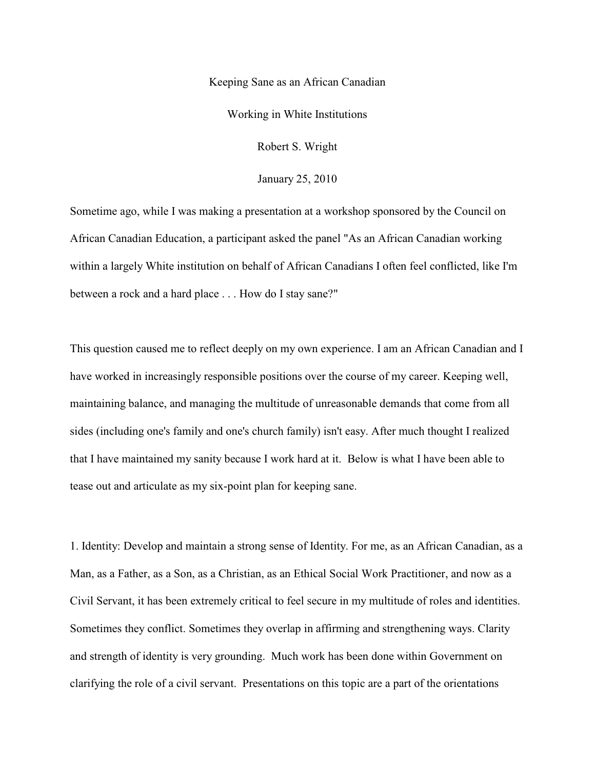# Keeping Sane as an African Canadian

## Working in White Institutions

Robert S. Wright

January 25, 2010

Sometime ago, while I was making a presentation at a workshop sponsored by the Council on African Canadian Education, a participant asked the panel "As an African Canadian working within a largely White institution on behalf of African Canadians I often feel conflicted, like I'm between a rock and a hard place . . . How do I stay sane?"

This question caused me to reflect deeply on my own experience. I am an African Canadian and I have worked in increasingly responsible positions over the course of my career. Keeping well, maintaining balance, and managing the multitude of unreasonable demands that come from all sides (including one's family and one's church family) isn't easy. After much thought I realized that I have maintained my sanity because I work hard at it. Below is what I have been able to tease out and articulate as my six-point plan for keeping sane.

1. Identity: Develop and maintain a strong sense of Identity. For me, as an African Canadian, as a Man, as a Father, as a Son, as a Christian, as an Ethical Social Work Practitioner, and now as a Civil Servant, it has been extremely critical to feel secure in my multitude of roles and identities. Sometimes they conflict. Sometimes they overlap in affirming and strengthening ways. Clarity and strength of identity is very grounding. Much work has been done within Government on clarifying the role of a civil servant. Presentations on this topic are a part of the orientations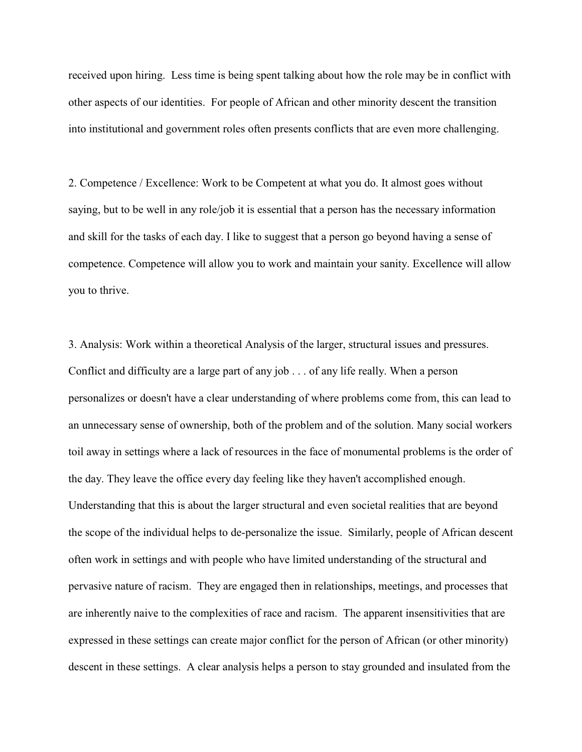received upon hiring. Less time is being spent talking about how the role may be in conflict with other aspects of our identities. For people of African and other minority descent the transition into institutional and government roles often presents conflicts that are even more challenging.

2. Competence / Excellence: Work to be Competent at what you do. It almost goes without saying, but to be well in any role/job it is essential that a person has the necessary information and skill for the tasks of each day. I like to suggest that a person go beyond having a sense of competence. Competence will allow you to work and maintain your sanity. Excellence will allow you to thrive.

3. Analysis: Work within a theoretical Analysis of the larger, structural issues and pressures. Conflict and difficulty are a large part of any job . . . of any life really. When a person personalizes or doesn't have a clear understanding of where problems come from, this can lead to an unnecessary sense of ownership, both of the problem and of the solution. Many social workers toil away in settings where a lack of resources in the face of monumental problems is the order of the day. They leave the office every day feeling like they haven't accomplished enough. Understanding that this is about the larger structural and even societal realities that are beyond the scope of the individual helps to de-personalize the issue. Similarly, people of African descent often work in settings and with people who have limited understanding of the structural and pervasive nature of racism. They are engaged then in relationships, meetings, and processes that are inherently naive to the complexities of race and racism. The apparent insensitivities that are expressed in these settings can create major conflict for the person of African (or other minority) descent in these settings. A clear analysis helps a person to stay grounded and insulated from the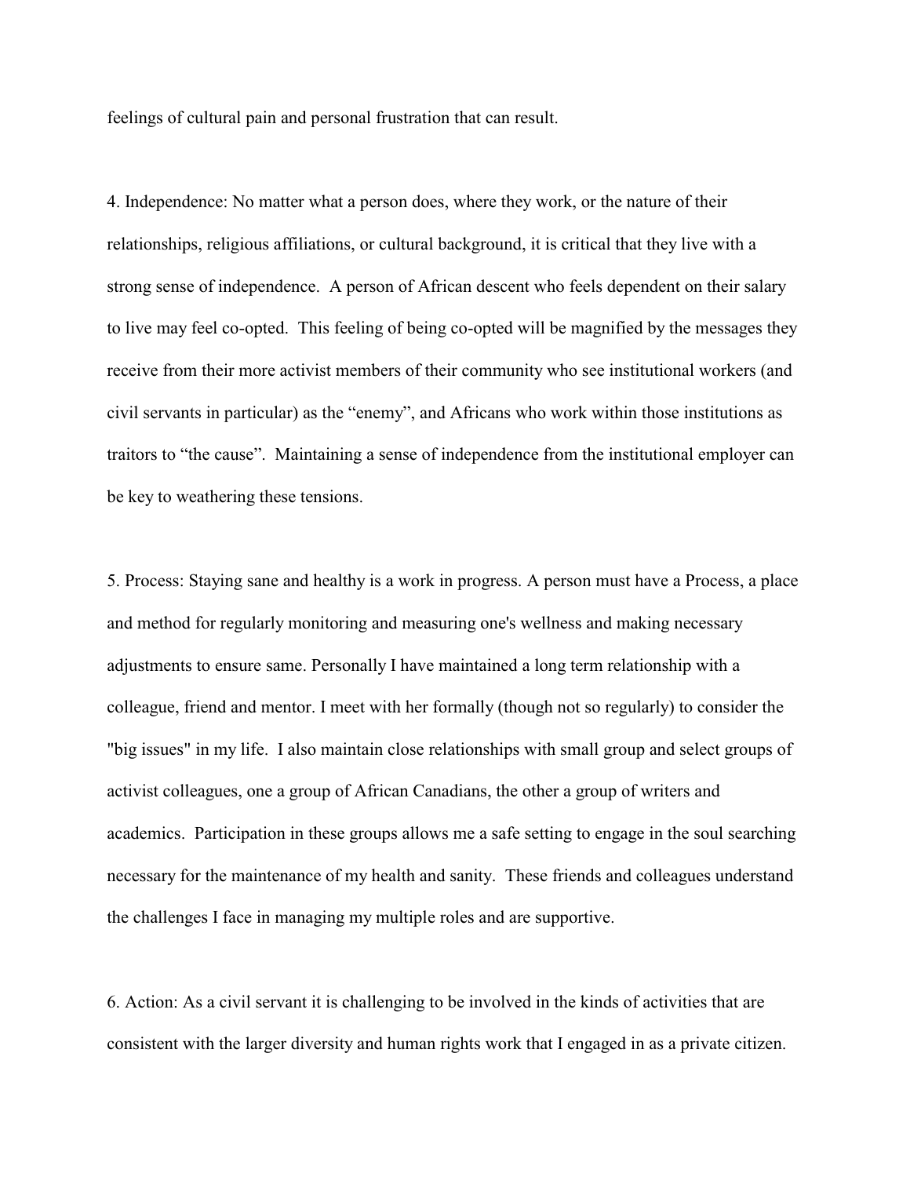feelings of cultural pain and personal frustration that can result.

4. Independence: No matter what a person does, where they work, or the nature of their relationships, religious affiliations, or cultural background, it is critical that they live with a strong sense of independence. A person of African descent who feels dependent on their salary to live may feel co-opted. This feeling of being co-opted will be magnified by the messages they receive from their more activist members of their community who see institutional workers (and civil servants in particular) as the "enemy", and Africans who work within those institutions as traitors to "the cause". Maintaining a sense of independence from the institutional employer can be key to weathering these tensions.

5. Process: Staying sane and healthy is a work in progress. A person must have a Process, a place and method for regularly monitoring and measuring one's wellness and making necessary adjustments to ensure same. Personally I have maintained a long term relationship with a colleague, friend and mentor. I meet with her formally (though not so regularly) to consider the "big issues" in my life. I also maintain close relationships with small group and select groups of activist colleagues, one a group of African Canadians, the other a group of writers and academics. Participation in these groups allows me a safe setting to engage in the soul searching necessary for the maintenance of my health and sanity. These friends and colleagues understand the challenges I face in managing my multiple roles and are supportive.

6. Action: As a civil servant it is challenging to be involved in the kinds of activities that are consistent with the larger diversity and human rights work that I engaged in as a private citizen.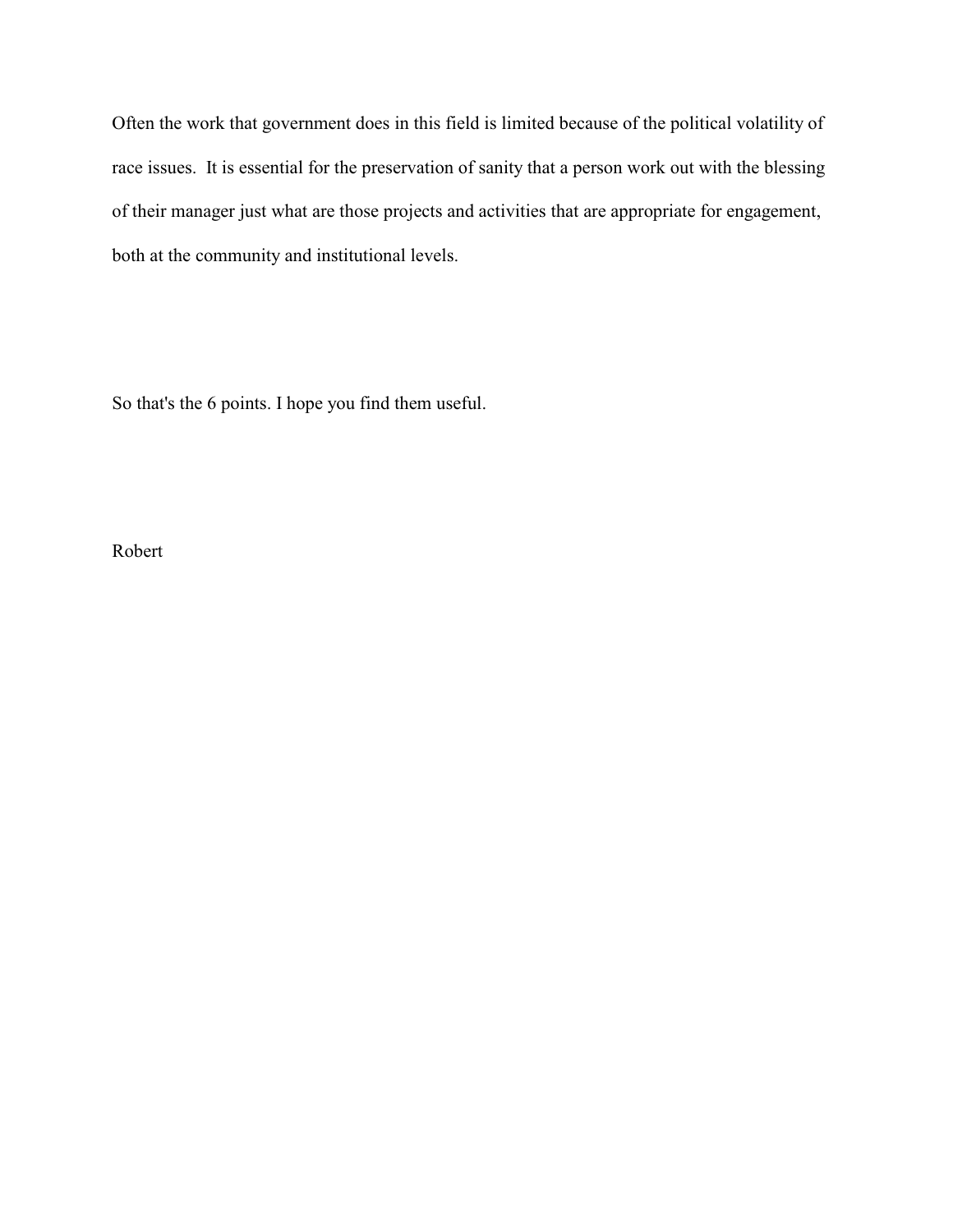Often the work that government does in this field is limited because of the political volatility of race issues.  It is essential for the preservation of sanity that a person work out with the blessing of their manager just what are those projects and activities that are appropriate for engagement, both at the community and institutional levels.

So that's the 6 points. I hope you find them useful.

Robert